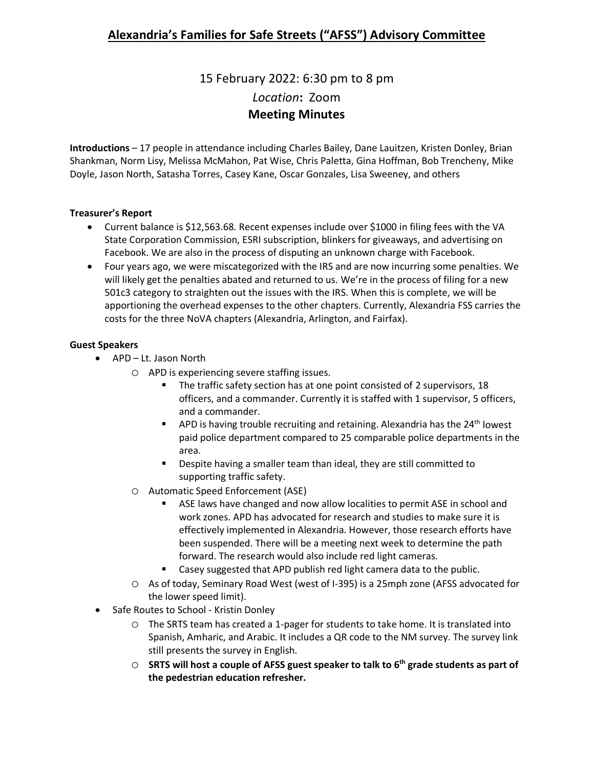# Alexandria's Families for Safe Streets ("AFSS") Advisory Committee

15 February 2022: 6:30 pm to 8 pm

*Location*: Zoom

**Meeting Minutes**

**Introductions** – 17 people in attendance including Charles Bailey, Dane Lauitzen, Kristen Donley, Brian Shankman, Norm Lisy, Melissa McMahon, Pat Wise, Chris Paletta, Gina Hoffman, Bob Trencheny, Mike Doyle, Jason North, Satasha Torres, Casey Kane, Oscar Gonzales, Lisa Sweeney, and others

**Treasurer's Report**

- Current balance is $12,563.68. Recent expenses include over $1000 in filing fees with the VA State Corporation Commission, ESRI subscription, blinkers for giveaways, and advertising on Facebook. We are also in the process of disputing an unknown charge with Facebook.
- Four years ago, we were miscategorized with the IRS and are now incurring some penalties. We will likely get the penalties abated and returned to us. We're in the process of filing for a new 501c3 category to straighten out the issues with the IRS. When this is complete, we will be apportioning the overhead expenses to the other chapters. Currently, Alexandria FSS carries the costs for the three NoVA chapters (Alexandria, Arlington, and Fairfax).

**Guest Speakers**

- APD – Lt. Jason North
  - APD is experiencing severe staffing issues.
    - The traffic safety section has at one point consisted of 2 supervisors, 18 officers, and a commander. Currently it is staffed with 1 supervisor, 5 officers, and a commander.
    - APD is having trouble recruiting and retaining. Alexandria has the 24th lowest paid police department compared to 25 comparable police departments in the area.
    - Despite having a smaller team than ideal, they are still committed to supporting traffic safety.
  - Automatic Speed Enforcement (ASE)
    - ASE laws have changed and now allow localities to permit ASE in school and work zones. APD has advocated for research and studies to make sure it is effectively implemented in Alexandria. However, those research efforts have been suspended. There will be a meeting next week to determine the path forward. The research would also include red light cameras.
    - Casey suggested that APD publish red light camera data to the public.
  - As of today, Seminary Road West (west of I-395) is a 25mph zone (AFSS advocated for the lower speed limit).
- Safe Routes to School - Kristin Donley
  - The SRTS team has created a 1-pager for students to take home. It is translated into Spanish, Amharic, and Arabic. It includes a QR code to the NM survey. The survey link still presents the survey in English.
  - **SRTS will host a couple of AFSS guest speaker to talk to 6th grade students as part of the pedestrian education refresher.**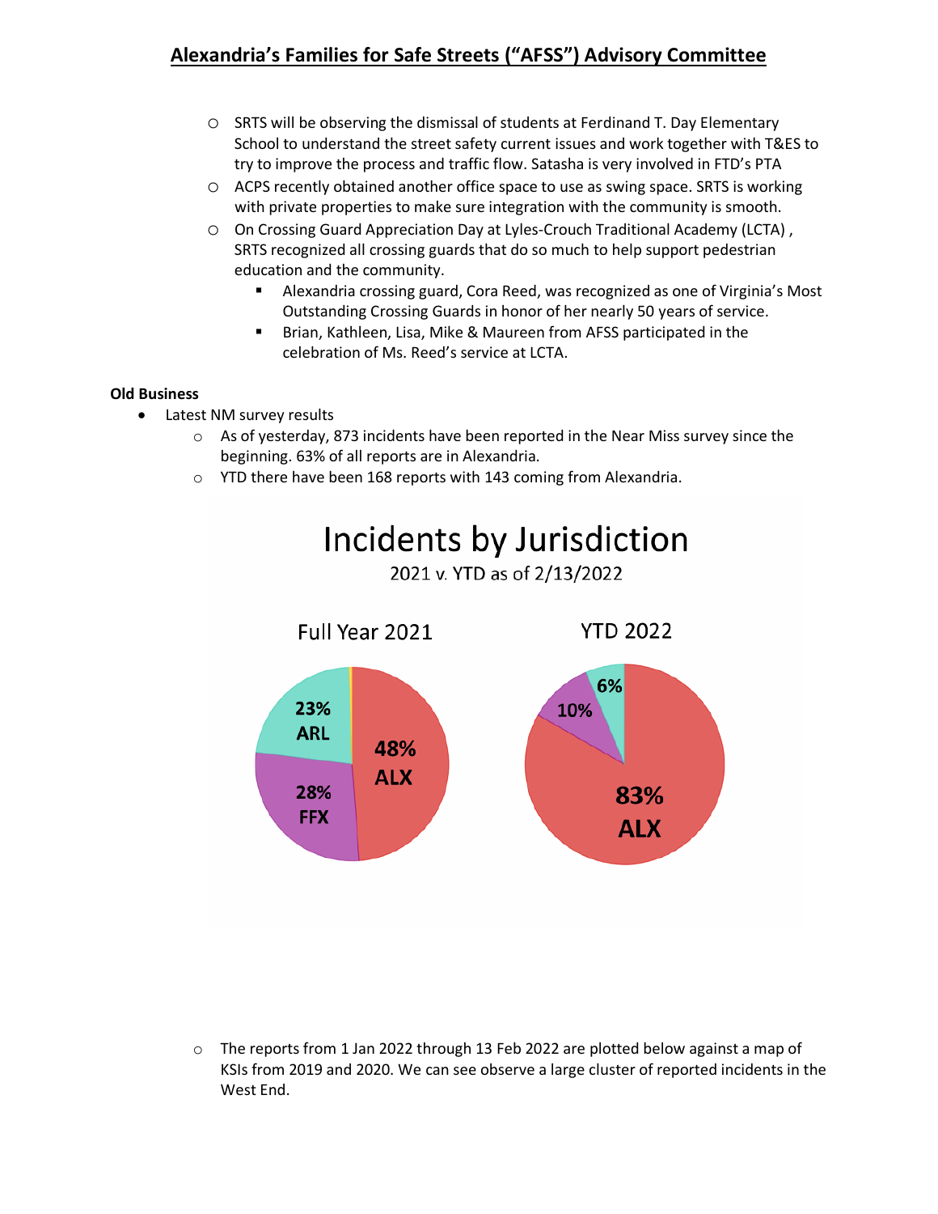- SRTS will be observing the dismissal of students at Ferdinand T. Day Elementary School to understand the street safety current issues and work together with T&ES to try to improve the process and traffic flow. Satasha is very involved in FTD's PTA
- ACPS recently obtained another office space to use as swing space. SRTS is working with private properties to make sure integration with the community is smooth.
- On Crossing Guard Appreciation Day at Lyles-Crouch Traditional Academy (LCTA) , SRTS recognized all crossing guards that do so much to help support pedestrian education and the community.
  - Alexandria crossing guard, Cora Reed, was recognized as one of Virginia's Most Outstanding Crossing Guards in honor of her nearly 50 years of service.
  - Brian, Kathleen, Lisa, Mike & Maureen from AFSS participated in the celebration of Ms. Reed's service at LCTA.

**Old Business**

- Latest NM survey results
  - As of yesterday, 873 incidents have been reported in the Near Miss survey since the beginning. 63% of all reports are in Alexandria.
  - YTD there have been 168 reports with 143 coming from Alexandria.

**Incidents by Jurisdiction**

2021 v. YTD as of 2/13/2022

| Jurisdiction | Full Year 2021 | YTD 2022 |
|---|---|---|
| ALX | 48% | 83% |
| FFX | 28% | 10% |
| ARL | 23% | 6% |

  - The reports from 1 Jan 2022 through 13 Feb 2022 are plotted below against a map of KSIs from 2019 and 2020. We can see observe a large cluster of reported incidents in the West End.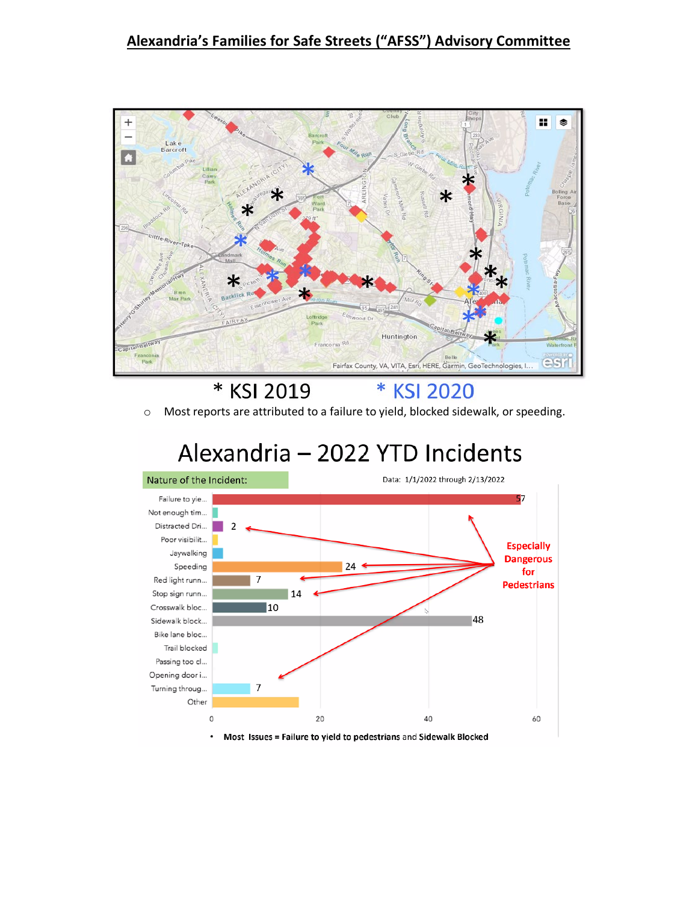# Alexandria's Families for Safe Streets ("AFSS") Advisory Committee

\* KSI 2019 \* KSI 2020

- Most reports are attributed to a failure to yield, blocked sidewalk, or speeding.

## Alexandria – 2022 YTD Incidents

Nature of the Incident:

Data: 1/1/2022 through 2/13/2022

| Nature of the Incident | Count |
|---|---|
| Failure to yie... | 57 |
| Not enough tim... | |
| Distracted Dri... | 2 |
| Poor visibilit... | |
| Jaywalking | |
| Speeding | 24 |
| Red light runn... | 7 |
| Stop sign runn... | 14 |
| Crosswalk bloc... | 10 |
| Sidewalk block... | 48 |
| Bike lane bloc... | |
| Trail blocked | |
| Passing too cl... | |
| Opening door i... | |
| Turning throug... | 7 |
| Other | |

Especially Dangerous for Pedestrians

- Most Issues = Failure to yield to pedestrians and Sidewalk Blocked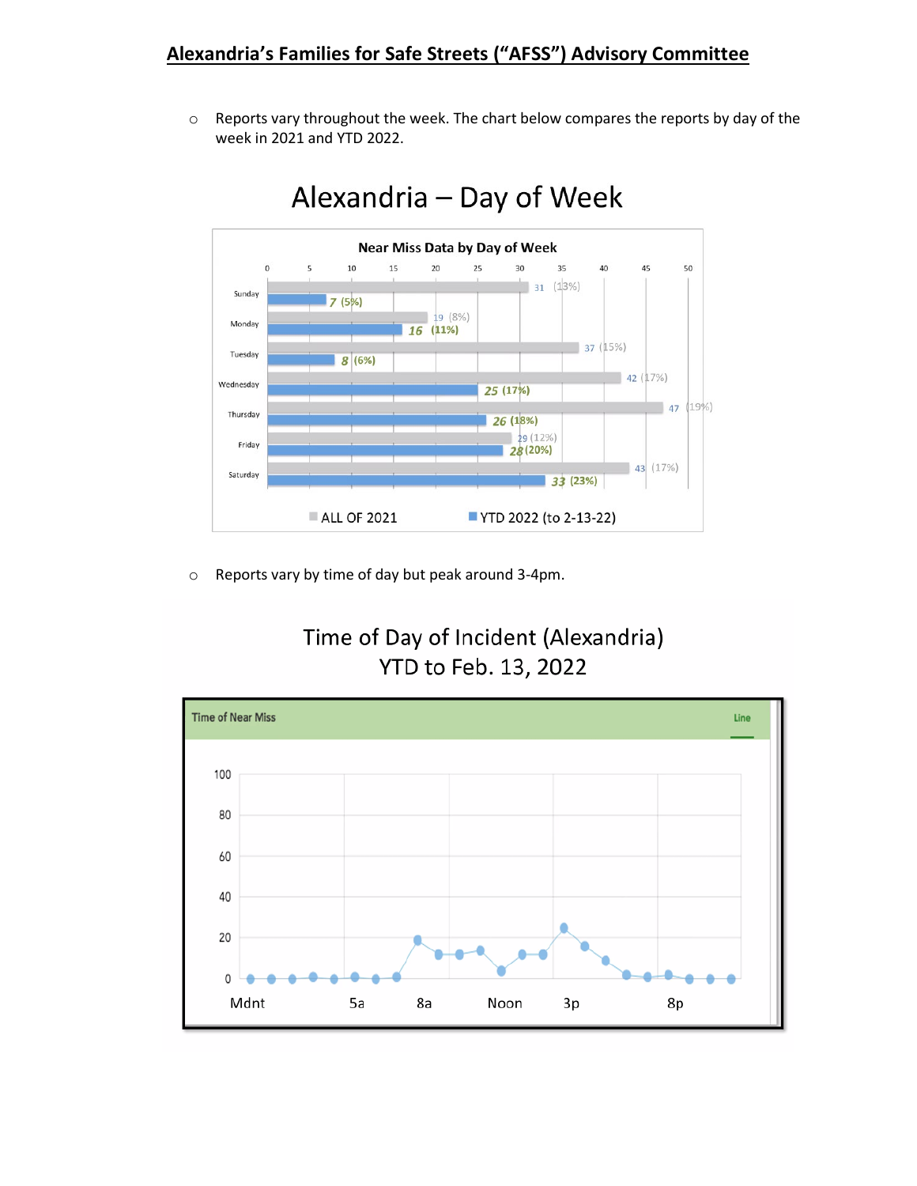# Alexandria's Families for Safe Streets ("AFSS") Advisory Committee

- Reports vary throughout the week. The chart below compares the reports by day of the week in 2021 and YTD 2022.

## Alexandria – Day of Week

**Near Miss Data by Day of Week**

| Day | ALL OF 2021 | YTD 2022 (to 2-13-22) |
|---|---|---|
| Sunday | 31 (13%) | 7 (5%) |
| Monday | 19 (8%) | 16 (11%) |
| Tuesday | 37 (15%) | 8 (6%) |
| Wednesday | 42 (17%) | 25 (17%) |
| Thursday | 47 (19%) | 26 (18%) |
| Friday | 29 (12%) | 28 (20%) |
| Saturday | 43 (17%) | 33 (23%) |

- Reports vary by time of day but peak around 3-4pm.

## Time of Day of Incident (Alexandria) YTD to Feb. 13, 2022

Time of Near Miss — Line

(Line chart, y-axis 0–100; x-axis Mdnt, 5a, 8a, Noon, 3p, 8p)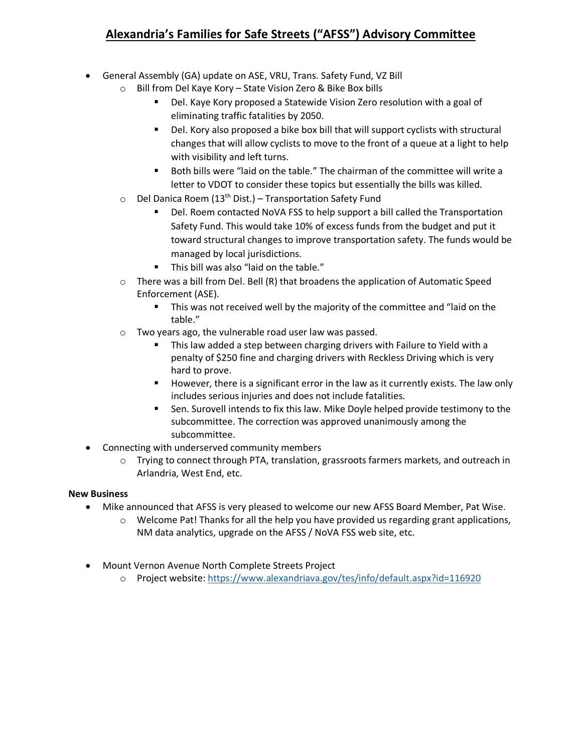## Alexandria's Families for Safe Streets ("AFSS") Advisory Committee

- General Assembly (GA) update on ASE, VRU, Trans. Safety Fund, VZ Bill
  - Bill from Del Kaye Kory – State Vision Zero & Bike Box bills
    - Del. Kaye Kory proposed a Statewide Vision Zero resolution with a goal of eliminating traffic fatalities by 2050.
    - Del. Kory also proposed a bike box bill that will support cyclists with structural changes that will allow cyclists to move to the front of a queue at a light to help with visibility and left turns.
    - Both bills were "laid on the table." The chairman of the committee will write a letter to VDOT to consider these topics but essentially the bills was killed.
  - Del Danica Roem (13th Dist.) – Transportation Safety Fund
    - Del. Roem contacted NoVA FSS to help support a bill called the Transportation Safety Fund. This would take 10% of excess funds from the budget and put it toward structural changes to improve transportation safety. The funds would be managed by local jurisdictions.
    - This bill was also "laid on the table."
  - There was a bill from Del. Bell (R) that broadens the application of Automatic Speed Enforcement (ASE).
    - This was not received well by the majority of the committee and "laid on the table."
  - Two years ago, the vulnerable road user law was passed.
    - This law added a step between charging drivers with Failure to Yield with a penalty of $250 fine and charging drivers with Reckless Driving which is very hard to prove.
    - However, there is a significant error in the law as it currently exists. The law only includes serious injuries and does not include fatalities.
    - Sen. Surovell intends to fix this law. Mike Doyle helped provide testimony to the subcommittee. The correction was approved unanimously among the subcommittee.
- Connecting with underserved community members
  - Trying to connect through PTA, translation, grassroots farmers markets, and outreach in Arlandria, West End, etc.

**New Business**

- Mike announced that AFSS is very pleased to welcome our new AFSS Board Member, Pat Wise.
  - Welcome Pat! Thanks for all the help you have provided us regarding grant applications, NM data analytics, upgrade on the AFSS / NoVA FSS web site, etc.

- Mount Vernon Avenue North Complete Streets Project
  - Project website: https://www.alexandriava.gov/tes/info/default.aspx?id=116920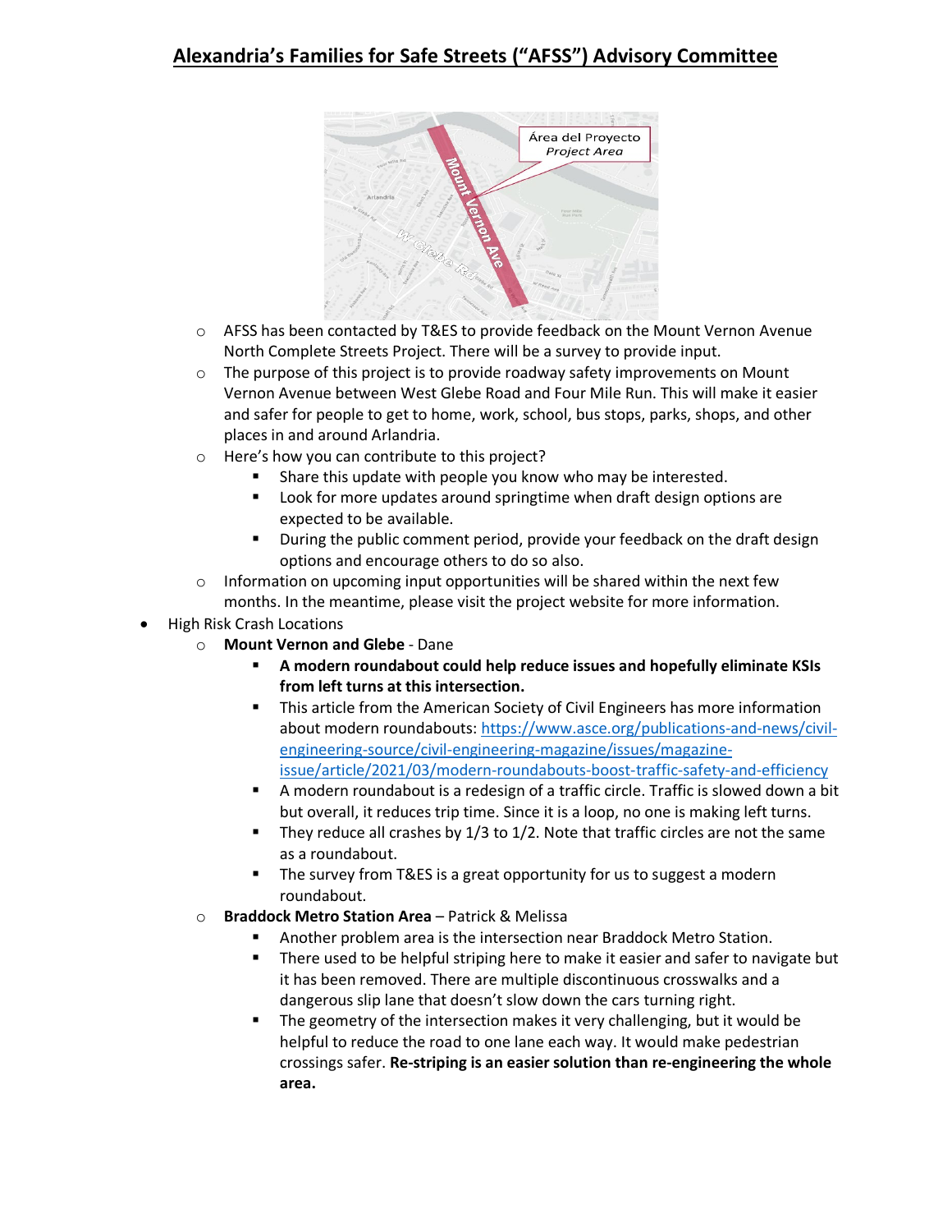# Alexandria's Families for Safe Streets ("AFSS") Advisory Committee

- AFSS has been contacted by T&ES to provide feedback on the Mount Vernon Avenue North Complete Streets Project. There will be a survey to provide input.
- The purpose of this project is to provide roadway safety improvements on Mount Vernon Avenue between West Glebe Road and Four Mile Run. This will make it easier and safer for people to get to home, work, school, bus stops, parks, shops, and other places in and around Arlandria.
- Here's how you can contribute to this project?
  - Share this update with people you know who may be interested.
  - Look for more updates around springtime when draft design options are expected to be available.
  - During the public comment period, provide your feedback on the draft design options and encourage others to do so also.
- Information on upcoming input opportunities will be shared within the next few months. In the meantime, please visit the project website for more information.

- High Risk Crash Locations
  - **Mount Vernon and Glebe** - Dane
    - **A modern roundabout could help reduce issues and hopefully eliminate KSIs from left turns at this intersection.**
    - This article from the American Society of Civil Engineers has more information about modern roundabouts: https://www.asce.org/publications-and-news/civil-engineering-source/civil-engineering-magazine/issues/magazine-issue/article/2021/03/modern-roundabouts-boost-traffic-safety-and-efficiency
    - A modern roundabout is a redesign of a traffic circle. Traffic is slowed down a bit but overall, it reduces trip time. Since it is a loop, no one is making left turns.
    - They reduce all crashes by 1/3 to 1/2. Note that traffic circles are not the same as a roundabout.
    - The survey from T&ES is a great opportunity for us to suggest a modern roundabout.
  - **Braddock Metro Station Area** – Patrick & Melissa
    - Another problem area is the intersection near Braddock Metro Station.
    - There used to be helpful striping here to make it easier and safer to navigate but it has been removed. There are multiple discontinuous crosswalks and a dangerous slip lane that doesn't slow down the cars turning right.
    - The geometry of the intersection makes it very challenging, but it would be helpful to reduce the road to one lane each way. It would make pedestrian crossings safer. **Re-striping is an easier solution than re-engineering the whole area.**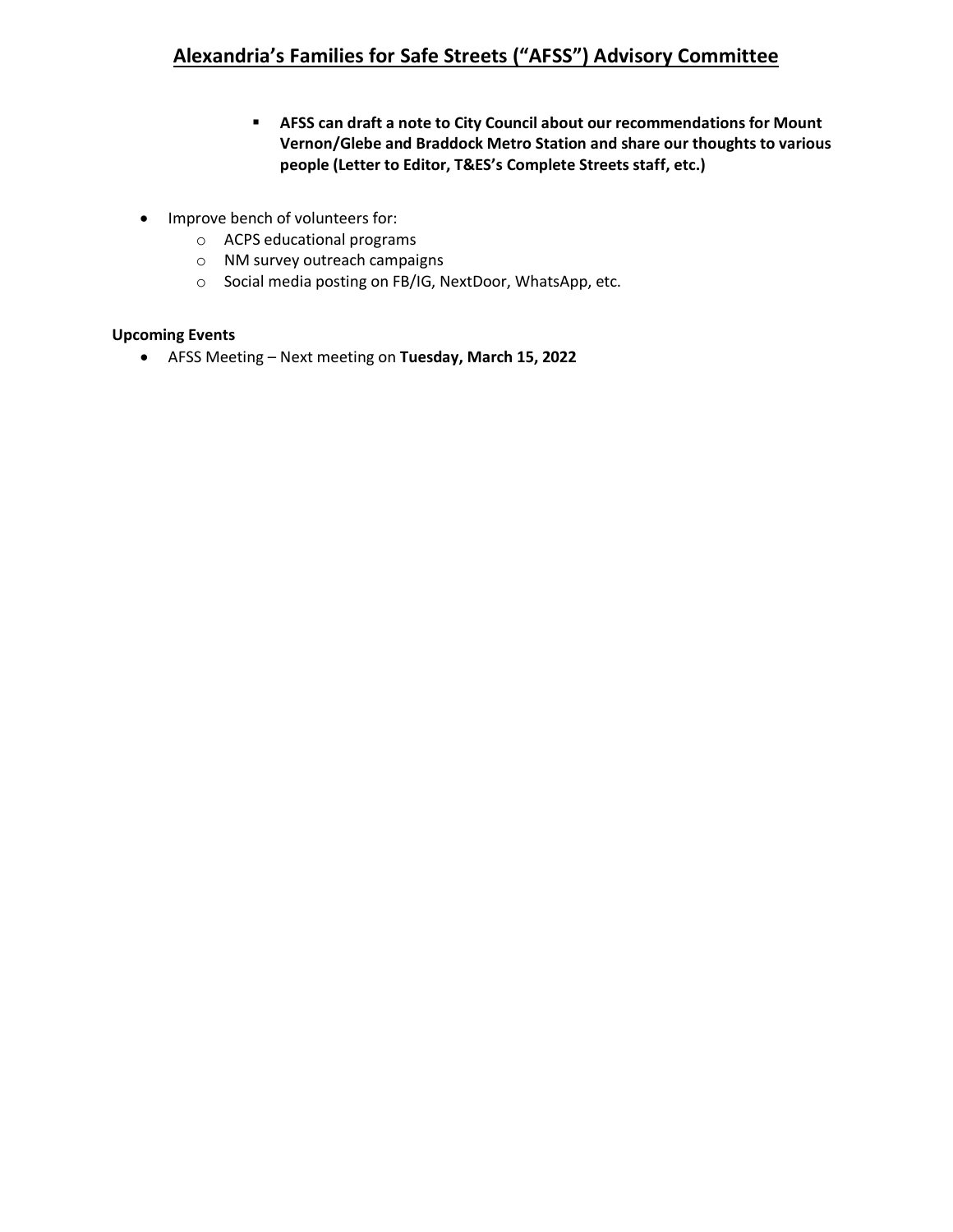- **AFSS can draft a note to City Council about our recommendations for Mount Vernon/Glebe and Braddock Metro Station and share our thoughts to various people (Letter to Editor, T&ES's Complete Streets staff, etc.)**

- Improve bench of volunteers for:
  - ACPS educational programs
  - NM survey outreach campaigns
  - Social media posting on FB/IG, NextDoor, WhatsApp, etc.

**Upcoming Events**

- AFSS Meeting – Next meeting on **Tuesday, March 15, 2022**